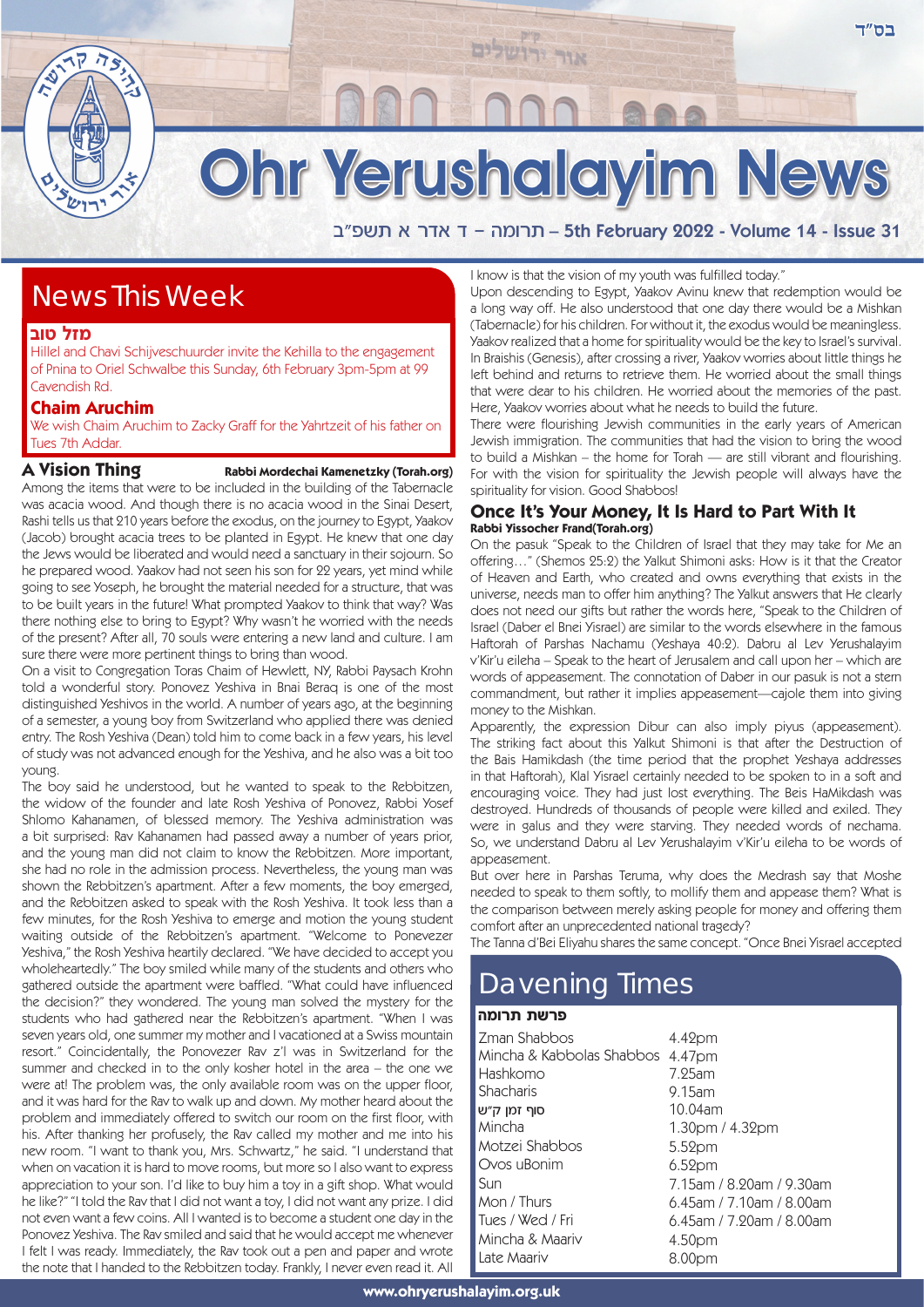בס"ד

# Ohr Yerushalayim News

תרומה – ד אדר א תשפ"ב – 5th February 2022 - Volume 14 - Issue 31

## News This Week

### מזל טוב

Hillel and Chavi Schijveschuurder invite the Kehilla to the engagement of Pnina to Oriel Schwalbe this Sunday, 6th February 3pm-5pm at 99 Cavendish Rd.

### Chaim Aruchim

We wish Chaim Aruchim to Zacky Graff for the Yahrtzeit of his father on Tues 7th Addar.

## A Vision Thing

**Rabbi Mordechai Kamenetzky (Torah.org)**

Among the items that were to be included in the building of the Tabernacle was acacia wood. And though there is no acacia wood in the Sinai Desert, Rashi tells us that 210 years before the exodus, on the journey to Egypt, Yaakov (Jacob) brought acacia trees to be planted in Egypt. He knew that one day the Jews would be liberated and would need a sanctuary in their sojourn. So he prepared wood. Yaakov had not seen his son for 22 years, yet mind while going to see Yoseph, he brought the material needed for a structure, that was to be built years in the future! What prompted Yaakov to think that way? Was there nothing else to bring to Egypt? Why wasn't he worried with the needs of the present? After all, 70 souls were entering a new land and culture. I am sure there were more pertinent things to bring than wood.

On a visit to Congregation Toras Chaim of Hewlett, NY, Rabbi Paysach Krohn told a wonderful story. Ponovez Yeshiva in Bnai Beraq is one of the most distinguished Yeshivos in the world. A number of years ago, at the beginning of a semester, a young boy from Switzerland who applied there was denied entry. The Rosh Yeshiva (Dean) told him to come back in a few years, his level of study was not advanced enough for the Yeshiva, and he also was a bit too young.

The boy said he understood, but he wanted to speak to the Rebbitzen, the widow of the founder and late Rosh Yeshiva of Ponovez, Rabbi Yosef Shlomo Kahanamen, of blessed memory. The Yeshiva administration was a bit surprised: Rav Kahanamen had passed away a number of years prior, and the young man did not claim to know the Rebbitzen. More important, she had no role in the admission process. Nevertheless, the young man was shown the Rebbitzen's apartment. After a few moments, the boy emerged, and the Rebbitzen asked to speak with the Rosh Yeshiva. It took less than a few minutes, for the Rosh Yeshiva to emerge and motion the young student waiting outside of the Rebbitzen's apartment. "Welcome to Ponevezer Yeshiva," the Rosh Yeshiva heartily declared. "We have decided to accept you wholeheartedly." The boy smiled while many of the students and others who gathered outside the apartment were baffled. "What could have influenced the decision?" they wondered. The young man solved the mystery for the students who had gathered near the Rebbitzen's apartment. "When I was seven years old, one summer my mother and I vacationed at a Swiss mountain resort." Coincidentally, the Ponovezer Rav z'l was in Switzerland for the summer and checked in to the only kosher hotel in the area – the one we were at! The problem was, the only available room was on the upper floor, and it was hard for the Rav to walk up and down. My mother heard about the problem and immediately offered to switch our room on the first floor, with his. After thanking her profusely, the Rav called my mother and me into his new room. "I want to thank you, Mrs. Schwartz," he said. "I understand that when on vacation it is hard to move rooms, but more so I also want to express appreciation to your son. I'd like to buy him a toy in a gift shop. What would he like?" "I told the Rav that I did not want a toy, I did not want any prize. I did not even want a few coins. All I wanted is to become a student one day in the Ponovez Yeshiva. The Rav smiled and said that he would accept me whenever I felt I was ready. Immediately, the Rav took out a pen and paper and wrote the note that I handed to the Rebbitzen today. Frankly, I never even read it. All I know is that the vision of my youth was fulfilled today."

Upon descending to Egypt, Yaakov Avinu knew that redemption would be a long way off. He also understood that one day there would be a Mishkan (Tabernacle) for his children. For without it, the exodus would be meaningless. Yaakov realized that a home for spirituality would be the key to Israel's survival. In Braishis (Genesis), after crossing a river, Yaakov worries about little things he left behind and returns to retrieve them. He worried about the small things that were dear to his children. He worried about the memories of the past. Here, Yaakov worries about what he needs to build the future.

There were flourishing Jewish communities in the early years of American Jewish immigration. The communities that had the vision to bring the wood to build a Mishkan – the home for Torah — are still vibrant and flourishing. For with the vision for spirituality the Jewish people will always have the spirituality for vision. Good Shabbos!

## Once It's Your Money, It Is Hard to Part With It

**Rabbi Yissocher Frand(Torah.org)**

On the pasuk "Speak to the Children of Israel that they may take for Me an offering…" (Shemos 25:2) the Yalkut Shimoni asks: How is it that the Creator of Heaven and Earth, who created and owns everything that exists in the universe, needs man to offer him anything? The Yalkut answers that He clearly does not need our gifts but rather the words here, "Speak to the Children of Israel (Daber el Bnei Yisrael) are similar to the words elsewhere in the famous Haftorah of Parshas Nachamu (Yeshaya 40:2). Dabru al Lev Yerushalayim v'Kir'u eileha – Speak to the heart of Jerusalem and call upon her – which are words of appeasement. The connotation of Daber in our pasuk is not a stern commandment, but rather it implies appeasement—cajole them into giving money to the Mishkan.

Apparently, the expression Dibur can also imply piyus (appeasement). The striking fact about this Yalkut Shimoni is that after the Destruction of the Bais Hamikdash (the time period that the prophet Yeshaya addresses in that Haftorah), Klal Yisrael certainly needed to be spoken to in a soft and encouraging voice. They had just lost everything. The Beis HaMikdash was destroyed. Hundreds of thousands of people were killed and exiled. They were in galus and they were starving. They needed words of nechama. So, we understand Dabru al Lev Yerushalayim v'Kir'u eileha to be words of appeasement.

But over here in Parshas Teruma, why does the Medrash say that Moshe needed to speak to them softly, to mollify them and appease them? What is the comparison between merely asking people for money and offering them comfort after an unprecedented national tragedy?

The Tanna d'Bei Eliyahu shares the same concept. "Once Bnei Yisrael accepted

## Davening Times

**פרשת תרומה**

| | |
|---|---|
| Zman Shabbos | 4.42pm |
| Mincha & Kabbolas Shabbos | 4.47pm |
| Hashkomo | 7.25am |
| Shacharis | 9.15am |
| סוף זמן ק"ש | 10.04am |
| Mincha | 1.30pm / 4.32pm |
| Motzei Shabbos | 5.52pm |
| Ovos uBonim | 6.52pm |
| Sun | 7.15am / 8.20am / 9.30am |
| Mon / Thurs | 6.45am / 7.10am / 8.00am |
| Tues / Wed / Fri | 6.45am / 7.20am / 8.00am |
| Mincha & Maariv | 4.50pm |
| Late Maariv | 8.00pm |

www.ohryerushalayim.org.uk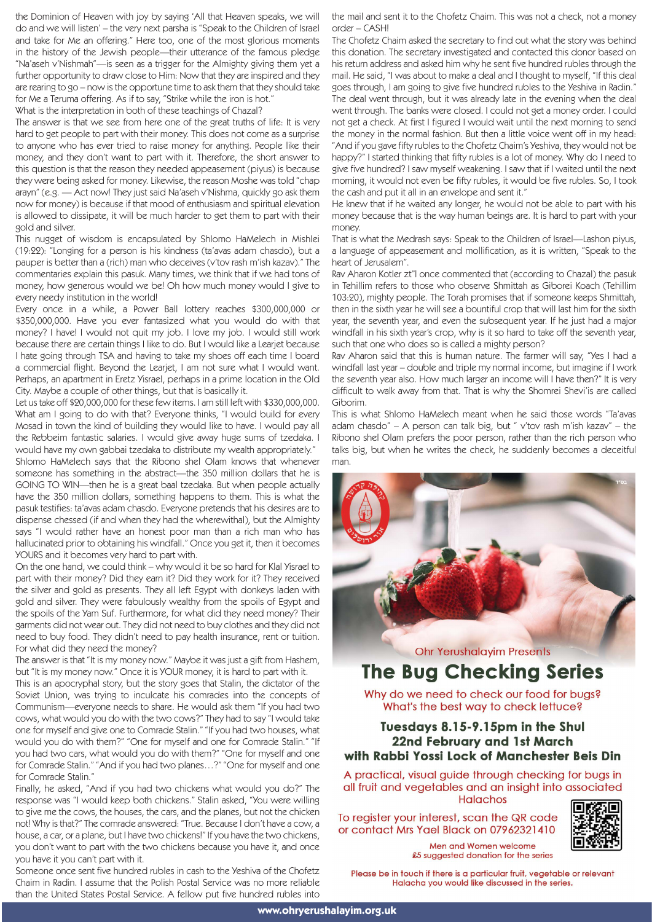the Dominion of Heaven with joy by saying 'All that Heaven speaks, we will do and we will listen' – the very next parsha is "Speak to the Children of Israel and take for Me an offering." Here too, one of the most glorious moments in the history of the Jewish people—their utterance of the famous pledge "Na'aseh v'Nishmah"—is seen as a trigger for the Almighty giving them yet a further opportunity to draw close to Him: Now that they are inspired and they are rearing to go – now is the opportune time to ask them that they should take for Me a Teruma offering. As if to say, "Strike while the iron is hot."

What is the interpretation in both of these teachings of Chazal?

The answer is that we see from here one of the great truths of life: It is very hard to get people to part with their money. This does not come as a surprise to anyone who has ever tried to raise money for anything. People like their money, and they don't want to part with it. Therefore, the short answer to this question is that the reason they needed appeasement (piyus) is because they were being asked for money. Likewise, the reason Moshe was told "chap arayn" (e.g. — Act now! They just said Na'aseh v'Nishma, quickly go ask them now for money) is because if that mood of enthusiasm and spiritual elevation is allowed to dissipate, it will be much harder to get them to part with their gold and silver.

This nugget of wisdom is encapsulated by Shlomo HaMelech in Mishlei (19:22): "Longing for a person is his kindness (ta'avas adam chasdo), but a pauper is better than a (rich) man who deceives (v'tov rash m'ish kazav)." The commentaries explain this pasuk. Many times, we think that if we had tons of money, how generous would we be! Oh how much money would I give to every needy institution in the world!

Every once in a while, a Power Ball lottery reaches $300,000,000 or $350,000,000. Have you ever fantasized what you would do with that money? I have! I would not quit my job. I love my job. I would still work because there are certain things I like to do. But I would like a Learjet because I hate going through TSA and having to take my shoes off each time I board a commercial flight. Beyond the Learjet, I am not sure what I would want. Perhaps, an apartment in Eretz Yisrael, perhaps in a prime location in the Old City. Maybe a couple of other things, but that is basically it.

Let us take off $20,000,000 for these few items. I am still left with $330,000,000. What am I going to do with that? Everyone thinks, "I would build for every Mosad in town the kind of building they would like to have. I would pay all the Rebbeim fantastic salaries. I would give away huge sums of tzedaka. I would have my own gabbai tzedaka to distribute my wealth appropriately."

Shlomo HaMelech says that the Ribono shel Olam knows that whenever someone has something in the abstract—the 350 million dollars that he is GOING TO WIN—then he is a great baal tzedaka. But when people actually have the 350 million dollars, something happens to them. This is what the pasuk testifies: ta'avas adam chasdo. Everyone pretends that his desires are to dispense chessed (if and when they had the wherewithal), but the Almighty says "I would rather have an honest poor man than a rich man who has hallucinated prior to obtaining his windfall." Once you get it, then it becomes YOURS and it becomes very hard to part with.

On the one hand, we could think – why would it be so hard for Klal Yisrael to part with their money? Did they earn it? Did they work for it? They received the silver and gold as presents. They all left Egypt with donkeys laden with gold and silver. They were fabulously wealthy from the spoils of Egypt and the spoils of the Yam Suf. Furthermore, for what did they need money? Their garments did not wear out. They did not need to buy clothes and they did not need to buy food. They didn't need to pay health insurance, rent or tuition. For what did they need the money?

The answer is that "It is my money now." Maybe it was just a gift from Hashem, but "It is my money now." Once it is YOUR money, it is hard to part with it.

This is an apocryphal story, but the story goes that Stalin, the dictator of the Soviet Union, was trying to inculcate his comrades into the concepts of Communism—everyone needs to share. He would ask them "If you had two cows, what would you do with the two cows?" They had to say "I would take one for myself and give one to Comrade Stalin." "If you had two houses, what would you do with them?" "One for myself and one for Comrade Stalin." "If you had two cars, what would you do with them?" "One for myself and one for Comrade Stalin." "And if you had two planes…?" "One for myself and one for Comrade Stalin."

Finally, he asked, "And if you had two chickens what would you do?" The response was "I would keep both chickens." Stalin asked, "You were willing to give me the cows, the houses, the cars, and the planes, but not the chicken not! Why is that?" The comrade answered: "True. Because I don't have a cow, a house, a car, or a plane, but I have two chickens!" If you have the two chickens, you don't want to part with the two chickens because you have it, and once you have it you can't part with it.

Someone once sent five hundred rubles in cash to the Yeshiva of the Chofetz Chaim in Radin. I assume that the Polish Postal Service was no more reliable than the United States Postal Service. A fellow put five hundred rubles into the mail and sent it to the Chofetz Chaim. This was not a check, not a money order – CASH!

The Chofetz Chaim asked the secretary to find out what the story was behind this donation. The secretary investigated and contacted this donor based on his return address and asked him why he sent five hundred rubles through the mail. He said, "I was about to make a deal and I thought to myself, "If this deal goes through, I am going to give five hundred rubles to the Yeshiva in Radin." The deal went through, but it was already late in the evening when the deal went through. The banks were closed. I could not get a money order. I could not get a check. At first I figured I would wait until the next morning to send the money in the normal fashion. But then a little voice went off in my head: "And if you gave fifty rubles to the Chofetz Chaim's Yeshiva, they would not be happy?" I started thinking that fifty rubles is a lot of money. Why do I need to give five hundred? I saw myself weakening. I saw that if I waited until the next morning, it would not even be fifty rubles, it would be five rubles. So, I took the cash and put it all in an envelope and sent it."

He knew that if he waited any longer, he would not be able to part with his money because that is the way human beings are. It is hard to part with your money.

That is what the Medrash says: Speak to the Children of Israel—Lashon piyus, a language of appeasement and mollification, as it is written, "Speak to the heart of Jerusalem".

Rav Aharon Kotler zt"l once commented that (according to Chazal) the pasuk in Tehillim refers to those who observe Shmittah as Giborei Koach (Tehillim 103:20), mighty people. The Torah promises that if someone keeps Shmittah, then in the sixth year he will see a bountiful crop that will last him for the sixth year, the seventh year, and even the subsequent year. If he just had a major windfall in his sixth year's crop, why is it so hard to take off the seventh year, such that one who does so is called a mighty person?

Rav Aharon said that this is human nature. The farmer will say, "Yes I had a windfall last year – double and triple my normal income, but imagine if I work the seventh year also. How much larger an income will I have then?" It is very difficult to walk away from that. That is why the Shomrei Shevi'is are called Giborim.

This is what Shlomo HaMelech meant when he said those words "Ta'avas adam chasdo" – A person can talk big, but " v'tov rash m'ish kazav" – the Ribono shel Olam prefers the poor person, rather than the rich person who talks big, but when he writes the check, he suddenly becomes a deceitful man.

בס״ד

קהילה קדושה אור ירושלים

Ohr Yerushalayim Presents

## The Bug Checking Series

Why do we need to check our food for bugs?
What's the best way to check lettuce?

**Tuesdays 8.15-9.15pm in the Shul**
**22nd February and 1st March**
**with Rabbi Yossi Lock of Manchester Beis Din**

A practical, visual guide through checking for bugs in all fruit and vegetables and an insight into associated Halachos

To register your interest, scan the QR code or contact Mrs Yael Black on 07962321410

Men and Women welcome
£5 suggested donation for the series

Please be in touch if there is a particular fruit, vegetable or relevant Halacha you would like discussed in the series.

www.ohryerushalayim.org.uk